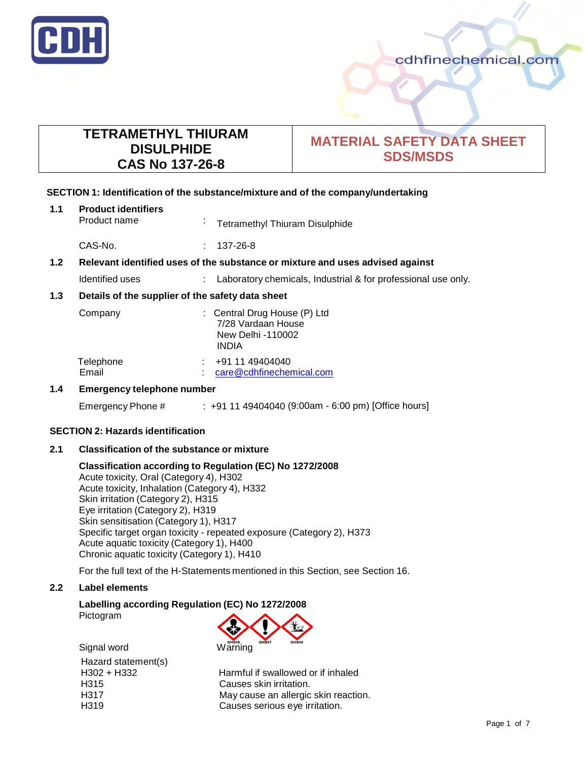# TETRAMETHYL THIURAM DISULPHIDE
## CAS No 137-26-8

**MATERIAL SAFETY DATA SHEET SDS/MSDS**

## SECTION 1: Identification of the substance/mixture and of the company/undertaking

### 1.1 Product identifiers

Product name : Tetramethyl Thiuram Disulphide

CAS-No. : 137-26-8

### 1.2 Relevant identified uses of the substance or mixture and uses advised against

Identified uses : Laboratory chemicals, Industrial & for professional use only.

### 1.3 Details of the supplier of the safety data sheet

Company : Central Drug House (P) Ltd
7/28 Vardaan House
New Delhi -110002
INDIA

Telephone : +91 11 49404040
Email : care@cdhfinechemical.com

### 1.4 Emergency telephone number

Emergency Phone # : +91 11 49404040 (9:00am - 6:00 pm) [Office hours]

## SECTION 2: Hazards identification

### 2.1 Classification of the substance or mixture

**Classification according to Regulation (EC) No 1272/2008**
Acute toxicity, Oral (Category 4), H302
Acute toxicity, Inhalation (Category 4), H332
Skin irritation (Category 2), H315
Eye irritation (Category 2), H319
Skin sensitisation (Category 1), H317
Specific target organ toxicity - repeated exposure (Category 2), H373
Acute aquatic toxicity (Category 1), H400
Chronic aquatic toxicity (Category 1), H410

For the full text of the H-Statements mentioned in this Section, see Section 16.

### 2.2 Label elements

**Labelling according Regulation (EC) No 1272/2008**

Pictogram: GHS08, GHS07, GHS09

Signal word: Warning

Hazard statement(s)

| | |
|---|---|
| H302 + H332 | Harmful if swallowed or if inhaled |
| H315 | Causes skin irritation. |
| H317 | May cause an allergic skin reaction. |
| H319 | Causes serious eye irritation. |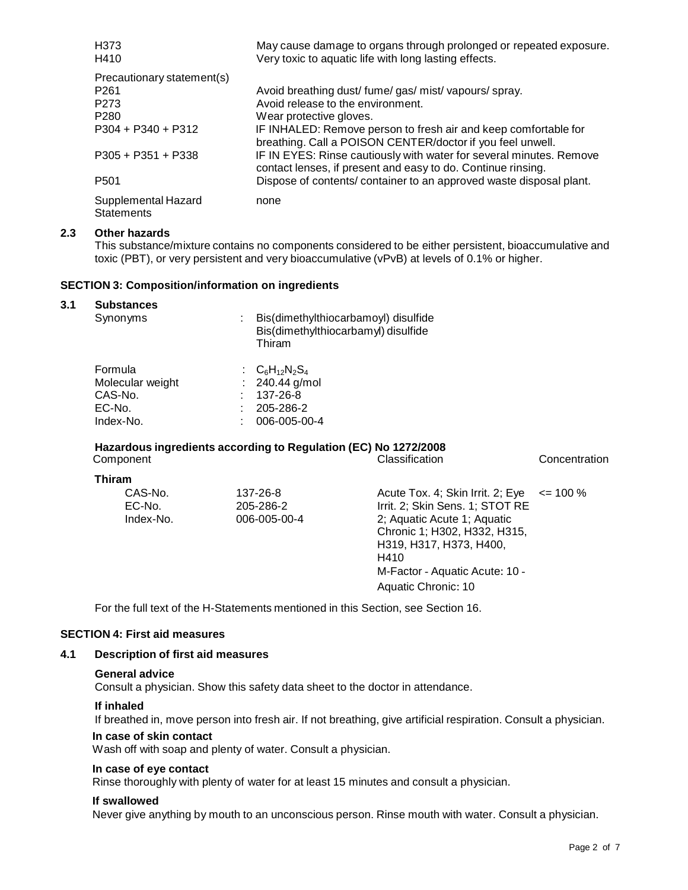| | |
|---|---|
| H373 | May cause damage to organs through prolonged or repeated exposure. |
| H410 | Very toxic to aquatic life with long lasting effects. |

Precautionary statement(s)

| | |
|---|---|
| P261 | Avoid breathing dust/ fume/ gas/ mist/ vapours/ spray. |
| P273 | Avoid release to the environment. |
| P280 | Wear protective gloves. |
| P304 + P340 + P312 | IF INHALED: Remove person to fresh air and keep comfortable for breathing. Call a POISON CENTER/doctor if you feel unwell. |
| P305 + P351 + P338 | IF IN EYES: Rinse cautiously with water for several minutes. Remove contact lenses, if present and easy to do. Continue rinsing. |
| P501 | Dispose of contents/ container to an approved waste disposal plant. |

Supplemental Hazard Statements: none

### 2.3 Other hazards

This substance/mixture contains no components considered to be either persistent, bioaccumulative and toxic (PBT), or very persistent and very bioaccumulative (vPvB) at levels of 0.1% or higher.

## SECTION 3: Composition/information on ingredients

### 3.1 Substances

Synonyms : Bis(dimethylthiocarbamoyl) disulfide
Bis(dimethylthiocarbamyl) disulfide
Thiram

| | |
|---|---|
| Formula | : $C_6H_{12}N_2S_4$ |
| Molecular weight | : 240.44 g/mol |
| CAS-No. | : 137-26-8 |
| EC-No. | : 205-286-2 |
| Index-No. | : 006-005-00-4 |

**Hazardous ingredients according to Regulation (EC) No 1272/2008**

| Component | | Classification | Concentration |
|---|---|---|---|
| **Thiram** | | | |
| CAS-No. | 137-26-8 | Acute Tox. 4; Skin Irrit. 2; Eye Irrit. 2; Skin Sens. 1; STOT RE 2; Aquatic Acute 1; Aquatic Chronic 1; H302, H332, H315, H319, H317, H373, H400, H410 | <= 100 % |
| EC-No. | 205-286-2 | M-Factor - Aquatic Acute: 10 - Aquatic Chronic: 10 | |
| Index-No. | 006-005-00-4 | | |

For the full text of the H-Statements mentioned in this Section, see Section 16.

## SECTION 4: First aid measures

### 4.1 Description of first aid measures

**General advice**
Consult a physician. Show this safety data sheet to the doctor in attendance.

**If inhaled**
If breathed in, move person into fresh air. If not breathing, give artificial respiration. Consult a physician.

**In case of skin contact**
Wash off with soap and plenty of water. Consult a physician.

**In case of eye contact**
Rinse thoroughly with plenty of water for at least 15 minutes and consult a physician.

**If swallowed**
Never give anything by mouth to an unconscious person. Rinse mouth with water. Consult a physician.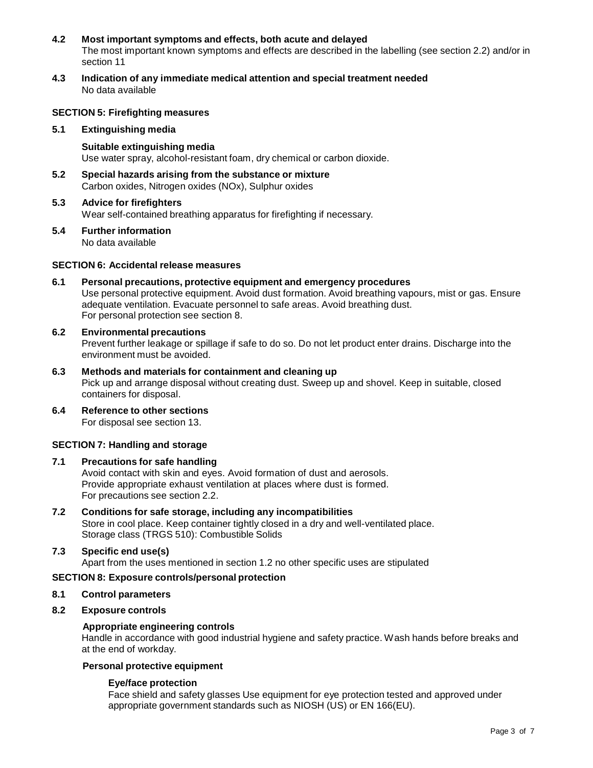**4.2 Most important symptoms and effects, both acute and delayed**

The most important known symptoms and effects are described in the labelling (see section 2.2) and/or in section 11

**4.3 Indication of any immediate medical attention and special treatment needed**

No data available

## SECTION 5: Firefighting measures

**5.1 Extinguishing media**

**Suitable extinguishing media**

Use water spray, alcohol-resistant foam, dry chemical or carbon dioxide.

**5.2 Special hazards arising from the substance or mixture**

Carbon oxides, Nitrogen oxides (NOx), Sulphur oxides

**5.3 Advice for firefighters**

Wear self-contained breathing apparatus for firefighting if necessary.

**5.4 Further information**

No data available

## SECTION 6: Accidental release measures

**6.1 Personal precautions, protective equipment and emergency procedures**

Use personal protective equipment. Avoid dust formation. Avoid breathing vapours, mist or gas. Ensure adequate ventilation. Evacuate personnel to safe areas. Avoid breathing dust.
For personal protection see section 8.

**6.2 Environmental precautions**

Prevent further leakage or spillage if safe to do so. Do not let product enter drains. Discharge into the environment must be avoided.

**6.3 Methods and materials for containment and cleaning up**

Pick up and arrange disposal without creating dust. Sweep up and shovel. Keep in suitable, closed containers for disposal.

**6.4 Reference to other sections**

For disposal see section 13.

## SECTION 7: Handling and storage

**7.1 Precautions for safe handling**

Avoid contact with skin and eyes. Avoid formation of dust and aerosols.
Provide appropriate exhaust ventilation at places where dust is formed.
For precautions see section 2.2.

**7.2 Conditions for safe storage, including any incompatibilities**

Store in cool place. Keep container tightly closed in a dry and well-ventilated place.
Storage class (TRGS 510): Combustible Solids

**7.3 Specific end use(s)**

Apart from the uses mentioned in section 1.2 no other specific uses are stipulated

## SECTION 8: Exposure controls/personal protection

**8.1 Control parameters**

**8.2 Exposure controls**

**Appropriate engineering controls**

Handle in accordance with good industrial hygiene and safety practice. Wash hands before breaks and at the end of workday.

**Personal protective equipment**

**Eye/face protection**

Face shield and safety glasses Use equipment for eye protection tested and approved under appropriate government standards such as NIOSH (US) or EN 166(EU).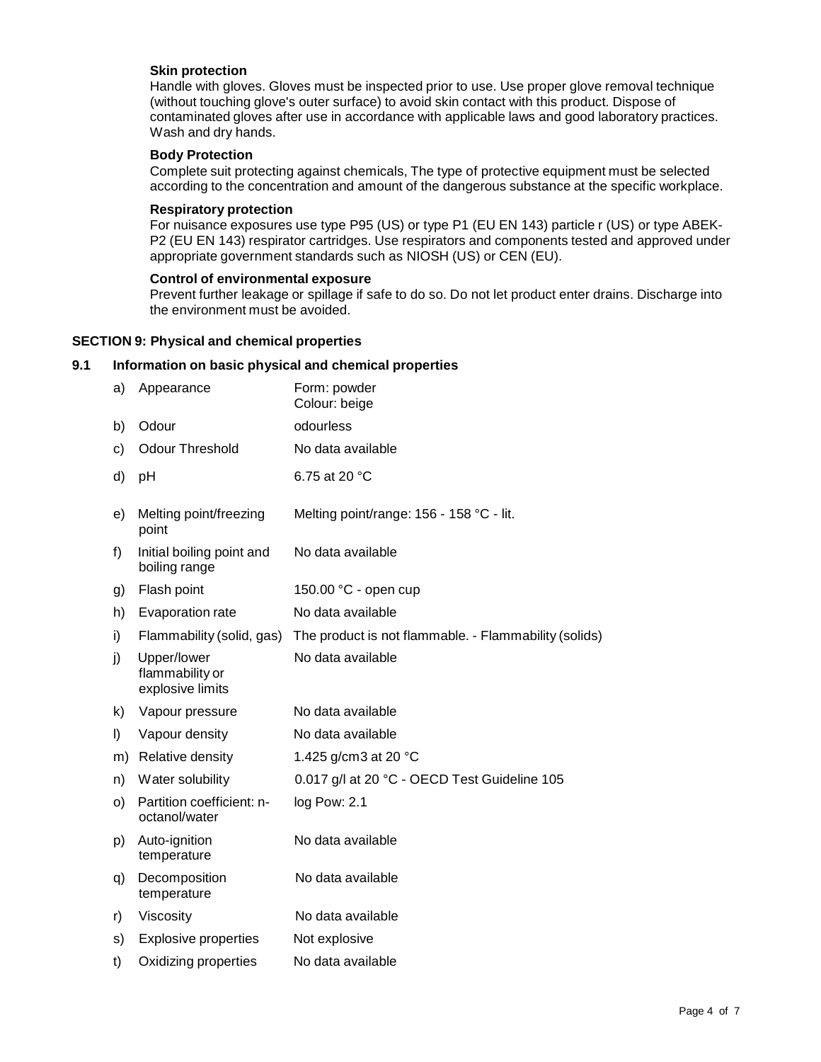**Skin protection**

Handle with gloves. Gloves must be inspected prior to use. Use proper glove removal technique (without touching glove's outer surface) to avoid skin contact with this product. Dispose of contaminated gloves after use in accordance with applicable laws and good laboratory practices. Wash and dry hands.

**Body Protection**

Complete suit protecting against chemicals, The type of protective equipment must be selected according to the concentration and amount of the dangerous substance at the specific workplace.

**Respiratory protection**

For nuisance exposures use type P95 (US) or type P1 (EU EN 143) particle r (US) or type ABEK-P2 (EU EN 143) respirator cartridges. Use respirators and components tested and approved under appropriate government standards such as NIOSH (US) or CEN (EU).

**Control of environmental exposure**

Prevent further leakage or spillage if safe to do so. Do not let product enter drains. Discharge into the environment must be avoided.

## SECTION 9: Physical and chemical properties

### 9.1 Information on basic physical and chemical properties

| | | |
|---|---|---|
| a) | Appearance | Form: powder<br>Colour: beige |
| b) | Odour | odourless |
| c) | Odour Threshold | No data available |
| d) | pH | 6.75 at 20 °C |
| e) | Melting point/freezing point | Melting point/range: 156 - 158 °C - lit. |
| f) | Initial boiling point and boiling range | No data available |
| g) | Flash point | 150.00 °C - open cup |
| h) | Evaporation rate | No data available |
| i) | Flammability (solid, gas) | The product is not flammable. - Flammability (solids) |
| j) | Upper/lower flammability or explosive limits | No data available |
| k) | Vapour pressure | No data available |
| l) | Vapour density | No data available |
| m) | Relative density | 1.425 g/cm3 at 20 °C |
| n) | Water solubility | 0.017 g/l at 20 °C - OECD Test Guideline 105 |
| o) | Partition coefficient: n-octanol/water | log Pow: 2.1 |
| p) | Auto-ignition temperature | No data available |
| q) | Decomposition temperature | No data available |
| r) | Viscosity | No data available |
| s) | Explosive properties | Not explosive |
| t) | Oxidizing properties | No data available |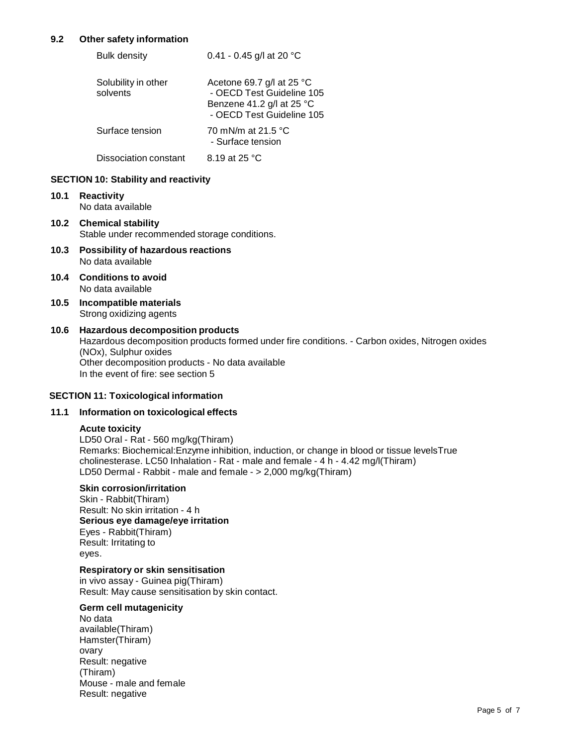### 9.2 Other safety information

| | |
|---|---|
| Bulk density | 0.41 - 0.45 g/l at 20 °C |
| Solubility in other solvents | Acetone 69.7 g/l at 25 °C - OECD Test Guideline 105<br>Benzene 41.2 g/l at 25 °C - OECD Test Guideline 105 |
| Surface tension | 70 mN/m at 21.5 °C - Surface tension |
| Dissociation constant | 8.19 at 25 °C |

## SECTION 10: Stability and reactivity

### 10.1 Reactivity
No data available

### 10.2 Chemical stability
Stable under recommended storage conditions.

### 10.3 Possibility of hazardous reactions
No data available

### 10.4 Conditions to avoid
No data available

### 10.5 Incompatible materials
Strong oxidizing agents

### 10.6 Hazardous decomposition products
Hazardous decomposition products formed under fire conditions. - Carbon oxides, Nitrogen oxides (NOx), Sulphur oxides
Other decomposition products - No data available
In the event of fire: see section 5

## SECTION 11: Toxicological information

### 11.1 Information on toxicological effects

**Acute toxicity**
LD50 Oral - Rat - 560 mg/kg(Thiram)
Remarks: Biochemical:Enzyme inhibition, induction, or change in blood or tissue levelsTrue cholinesterase. LC50 Inhalation - Rat - male and female - 4 h - 4.42 mg/l(Thiram)
LD50 Dermal - Rabbit - male and female - > 2,000 mg/kg(Thiram)

**Skin corrosion/irritation**
Skin - Rabbit(Thiram)
Result: No skin irritation - 4 h

**Serious eye damage/eye irritation**
Eyes - Rabbit(Thiram)
Result: Irritating to eyes.

**Respiratory or skin sensitisation**
in vivo assay - Guinea pig(Thiram)
Result: May cause sensitisation by skin contact.

**Germ cell mutagenicity**
No data available(Thiram)
Hamster(Thiram)
ovary
Result: negative
(Thiram)
Mouse - male and female
Result: negative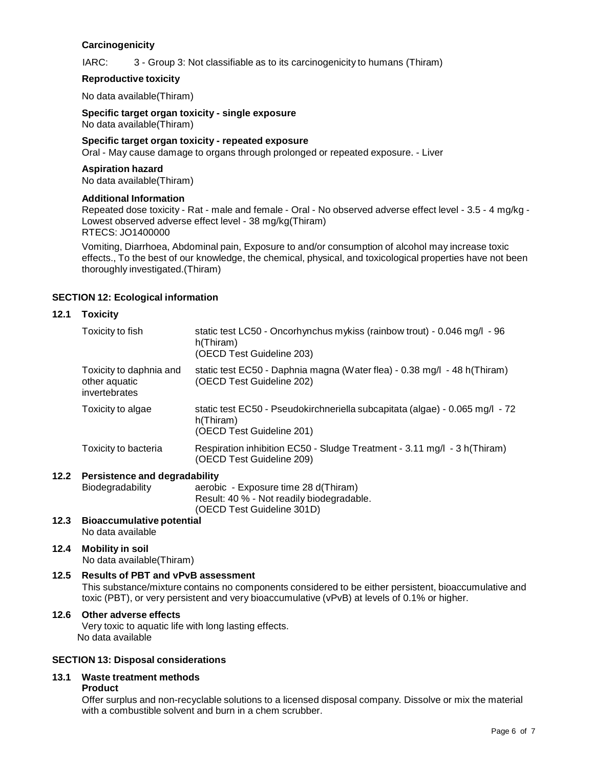**Carcinogenicity**

IARC: 3 - Group 3: Not classifiable as to its carcinogenicity to humans (Thiram)

**Reproductive toxicity**

No data available(Thiram)

**Specific target organ toxicity - single exposure**

No data available(Thiram)

**Specific target organ toxicity - repeated exposure**

Oral - May cause damage to organs through prolonged or repeated exposure. - Liver

**Aspiration hazard**

No data available(Thiram)

**Additional Information**

Repeated dose toxicity - Rat - male and female - Oral - No observed adverse effect level - 3.5 - 4 mg/kg - Lowest observed adverse effect level - 38 mg/kg(Thiram)
RTECS: JO1400000

Vomiting, Diarrhoea, Abdominal pain, Exposure to and/or consumption of alcohol may increase toxic effects., To the best of our knowledge, the chemical, physical, and toxicological properties have not been thoroughly investigated.(Thiram)

## SECTION 12: Ecological information

### 12.1 Toxicity

| | |
|---|---|
| Toxicity to fish | static test LC50 - Oncorhynchus mykiss (rainbow trout) - 0.046 mg/l - 96 h(Thiram)<br>(OECD Test Guideline 203) |
| Toxicity to daphnia and other aquatic invertebrates | static test EC50 - Daphnia magna (Water flea) - 0.38 mg/l - 48 h(Thiram)<br>(OECD Test Guideline 202) |
| Toxicity to algae | static test EC50 - Pseudokirchneriella subcapitata (algae) - 0.065 mg/l - 72 h(Thiram)<br>(OECD Test Guideline 201) |
| Toxicity to bacteria | Respiration inhibition EC50 - Sludge Treatment - 3.11 mg/l - 3 h(Thiram)<br>(OECD Test Guideline 209) |

### 12.2 Persistence and degradability

Biodegradability aerobic - Exposure time 28 d(Thiram)
Result: 40 % - Not readily biodegradable.
(OECD Test Guideline 301D)

### 12.3 Bioaccumulative potential

No data available

### 12.4 Mobility in soil

No data available(Thiram)

### 12.5 Results of PBT and vPvB assessment

This substance/mixture contains no components considered to be either persistent, bioaccumulative and toxic (PBT), or very persistent and very bioaccumulative (vPvB) at levels of 0.1% or higher.

### 12.6 Other adverse effects

Very toxic to aquatic life with long lasting effects.
No data available

## SECTION 13: Disposal considerations

### 13.1 Waste treatment methods

**Product**

Offer surplus and non-recyclable solutions to a licensed disposal company. Dissolve or mix the material with a combustible solvent and burn in a chem scrubber.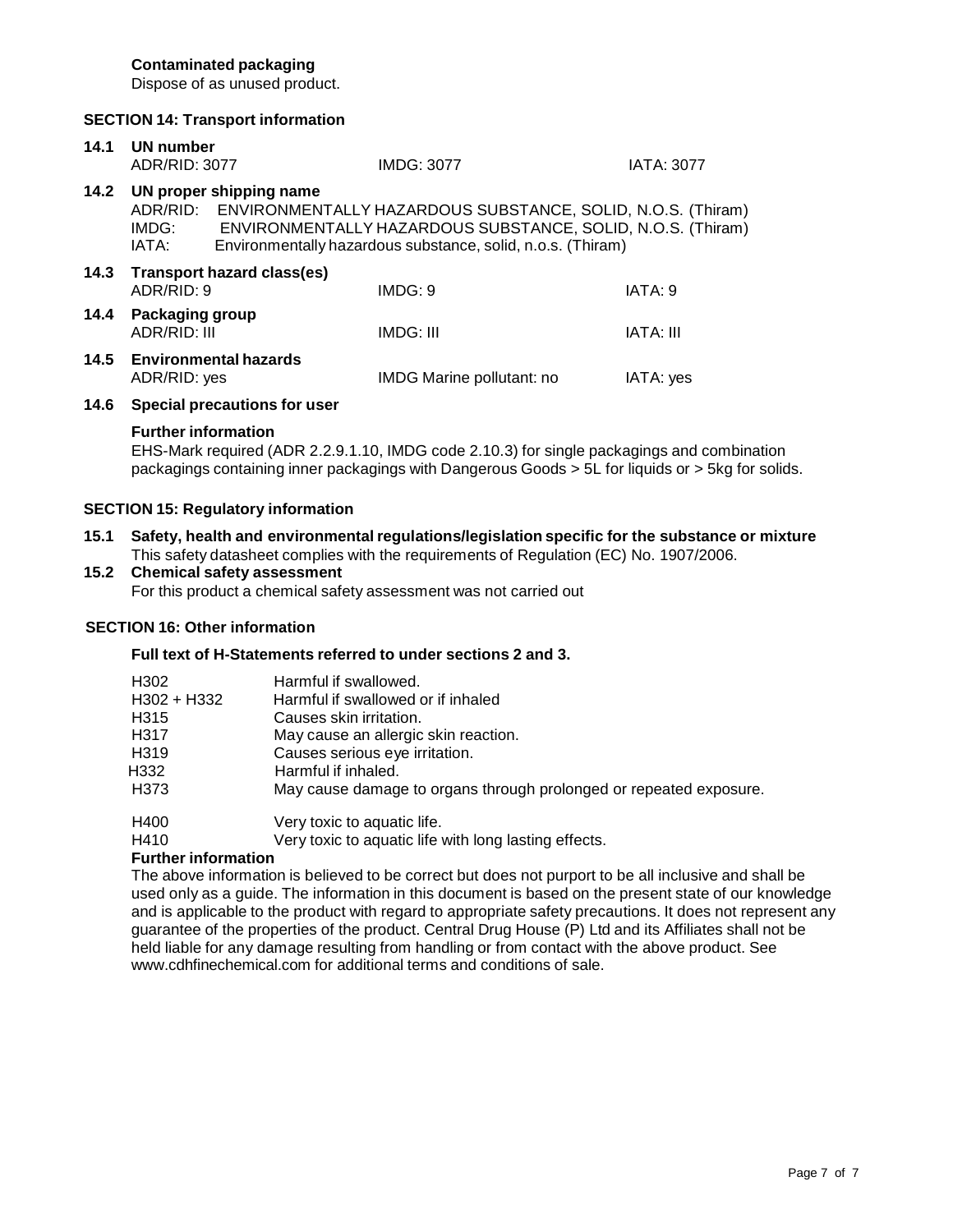**Contaminated packaging**

Dispose of as unused product.

## SECTION 14: Transport information

### 14.1 UN number

| | | |
|---|---|---|
| ADR/RID: 3077 | IMDG: 3077 | IATA: 3077 |

### 14.2 UN proper shipping name

ADR/RID: ENVIRONMENTALLY HAZARDOUS SUBSTANCE, SOLID, N.O.S. (Thiram)
IMDG: ENVIRONMENTALLY HAZARDOUS SUBSTANCE, SOLID, N.O.S. (Thiram)
IATA: Environmentally hazardous substance, solid, n.o.s. (Thiram)

### 14.3 Transport hazard class(es)

| | | |
|---|---|---|
| ADR/RID: 9 | IMDG: 9 | IATA: 9 |

### 14.4 Packaging group

| | | |
|---|---|---|
| ADR/RID: III | IMDG: III | IATA: III |

### 14.5 Environmental hazards

| | | |
|---|---|---|
| ADR/RID: yes | IMDG Marine pollutant: no | IATA: yes |

### 14.6 Special precautions for user

**Further information**

EHS-Mark required (ADR 2.2.9.1.10, IMDG code 2.10.3) for single packagings and combination packagings containing inner packagings with Dangerous Goods > 5L for liquids or > 5kg for solids.

## SECTION 15: Regulatory information

### 15.1 Safety, health and environmental regulations/legislation specific for the substance or mixture

This safety datasheet complies with the requirements of Regulation (EC) No. 1907/2006.

### 15.2 Chemical safety assessment

For this product a chemical safety assessment was not carried out

## SECTION 16: Other information

**Full text of H-Statements referred to under sections 2 and 3.**

| | |
|---|---|
| H302 | Harmful if swallowed. |
| H302 + H332 | Harmful if swallowed or if inhaled |
| H315 | Causes skin irritation. |
| H317 | May cause an allergic skin reaction. |
| H319 | Causes serious eye irritation. |
| H332 | Harmful if inhaled. |
| H373 | May cause damage to organs through prolonged or repeated exposure. |
| H400 | Very toxic to aquatic life. |
| H410 | Very toxic to aquatic life with long lasting effects. |

**Further information**

The above information is believed to be correct but does not purport to be all inclusive and shall be used only as a guide. The information in this document is based on the present state of our knowledge and is applicable to the product with regard to appropriate safety precautions. It does not represent any guarantee of the properties of the product. Central Drug House (P) Ltd and its Affiliates shall not be held liable for any damage resulting from handling or from contact with the above product. See www.cdhfinechemical.com for additional terms and conditions of sale.